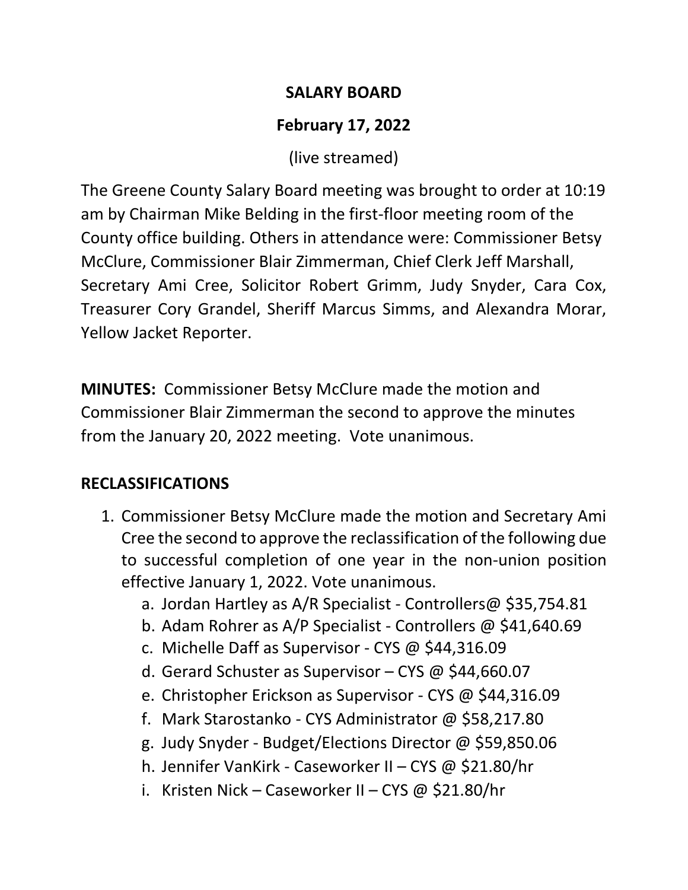# SALARY BOARD

## February 17, 2022

(live streamed)

The Greene County Salary Board meeting was brought to order at 10:19 am by Chairman Mike Belding in the first-floor meeting room of the County office building. Others in attendance were: Commissioner Betsy McClure, Commissioner Blair Zimmerman, Chief Clerk Jeff Marshall, Secretary Ami Cree, Solicitor Robert Grimm, Judy Snyder, Cara Cox, Treasurer Cory Grandel, Sheriff Marcus Simms, and Alexandra Morar, Yellow Jacket Reporter.

**MINUTES:** Commissioner Betsy McClure made the motion and Commissioner Blair Zimmerman the second to approve the minutes from the January 20, 2022 meeting. Vote unanimous.

**RECLASSIFICATIONS**

1. Commissioner Betsy McClure made the motion and Secretary Ami Cree the second to approve the reclassification of the following due to successful completion of one year in the non-union position effective January 1, 2022. Vote unanimous.
   a. Jordan Hartley as A/R Specialist - Controllers@ $35,754.81
   b. Adam Rohrer as A/P Specialist - Controllers @ $41,640.69
   c. Michelle Daff as Supervisor - CYS @ $44,316.09
   d. Gerard Schuster as Supervisor – CYS @ $44,660.07
   e. Christopher Erickson as Supervisor - CYS @ $44,316.09
   f. Mark Starostanko - CYS Administrator @ $58,217.80
   g. Judy Snyder - Budget/Elections Director @ $59,850.06
   h. Jennifer VanKirk - Caseworker II – CYS @ $21.80/hr
   i. Kristen Nick – Caseworker II – CYS @ $21.80/hr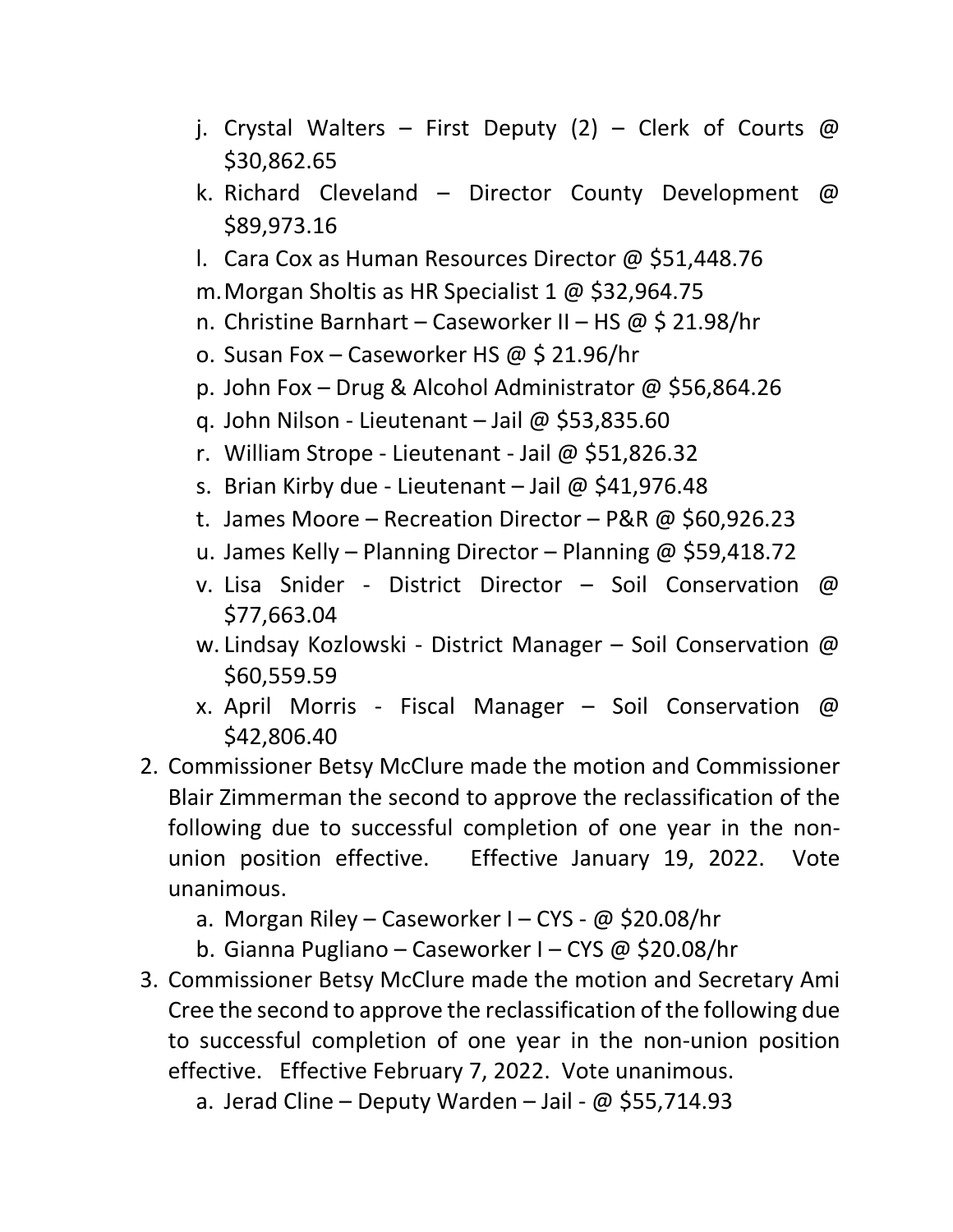j. Crystal Walters – First Deputy (2) – Clerk of Courts @ $30,862.65
k. Richard Cleveland – Director County Development @ $89,973.16
l. Cara Cox as Human Resources Director @ $51,448.76
m. Morgan Sholtis as HR Specialist 1 @ $32,964.75
n. Christine Barnhart – Caseworker II – HS @ $ 21.98/hr
o. Susan Fox – Caseworker HS @ $ 21.96/hr
p. John Fox – Drug & Alcohol Administrator @ $56,864.26
q. John Nilson - Lieutenant – Jail @ $53,835.60
r. William Strope - Lieutenant - Jail @ $51,826.32
s. Brian Kirby due - Lieutenant – Jail @ $41,976.48
t. James Moore – Recreation Director – P&R @ $60,926.23
u. James Kelly – Planning Director – Planning @ $59,418.72
v. Lisa Snider - District Director – Soil Conservation @ $77,663.04
w. Lindsay Kozlowski - District Manager – Soil Conservation @ $60,559.59
x. April Morris - Fiscal Manager – Soil Conservation @ $42,806.40

2. Commissioner Betsy McClure made the motion and Commissioner Blair Zimmerman the second to approve the reclassification of the following due to successful completion of one year in the non-union position effective. Effective January 19, 2022. Vote unanimous.
   a. Morgan Riley – Caseworker I – CYS - @ $20.08/hr
   b. Gianna Pugliano – Caseworker I – CYS @ $20.08/hr
3. Commissioner Betsy McClure made the motion and Secretary Ami Cree the second to approve the reclassification of the following due to successful completion of one year in the non-union position effective. Effective February 7, 2022. Vote unanimous.
   a. Jerad Cline – Deputy Warden – Jail - @ $55,714.93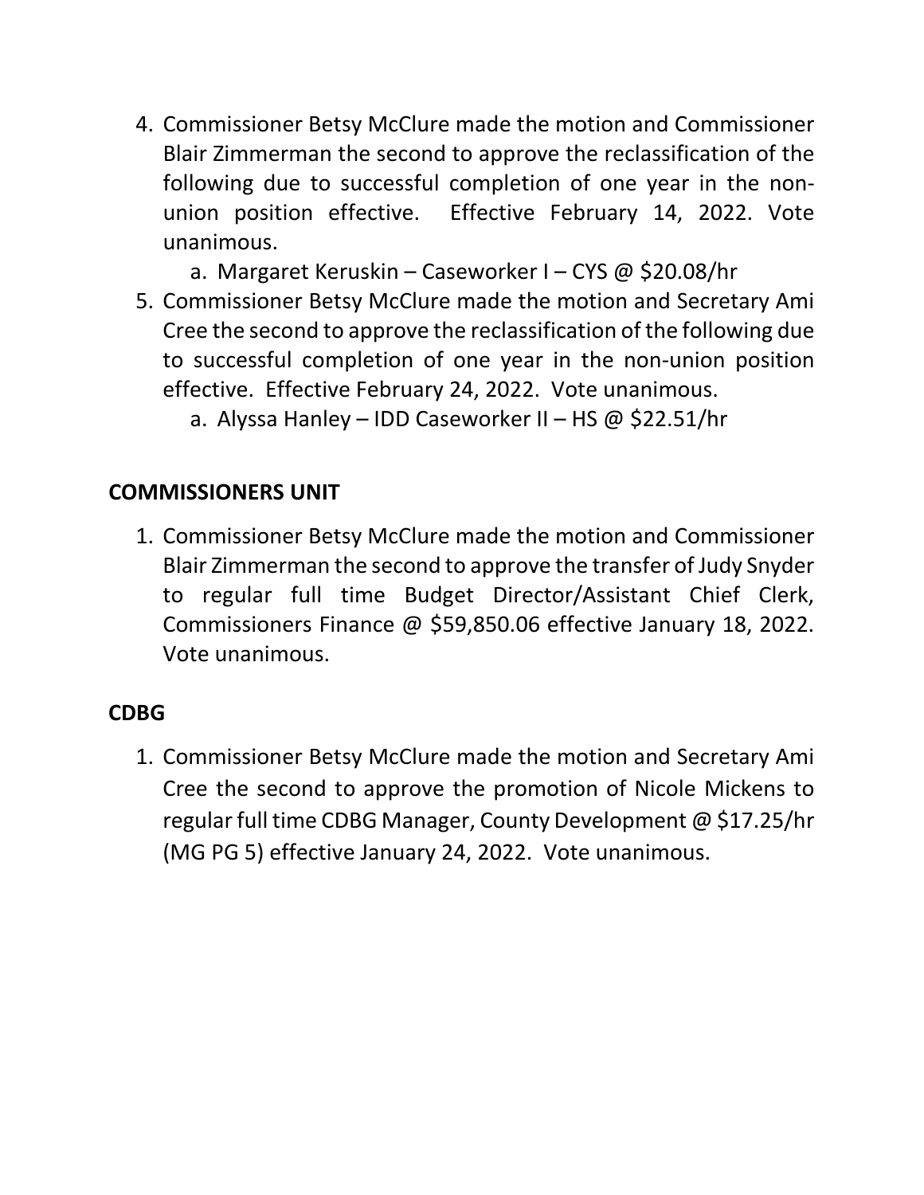4. Commissioner Betsy McClure made the motion and Commissioner Blair Zimmerman the second to approve the reclassification of the following due to successful completion of one year in the non-union position effective. Effective February 14, 2022. Vote unanimous.
    a. Margaret Keruskin – Caseworker I – CYS @ $20.08/hr
5. Commissioner Betsy McClure made the motion and Secretary Ami Cree the second to approve the reclassification of the following due to successful completion of one year in the non-union position effective. Effective February 24, 2022. Vote unanimous.
    a. Alyssa Hanley – IDD Caseworker II – HS @ $22.51/hr

**COMMISSIONERS UNIT**

1. Commissioner Betsy McClure made the motion and Commissioner Blair Zimmerman the second to approve the transfer of Judy Snyder to regular full time Budget Director/Assistant Chief Clerk, Commissioners Finance @ $59,850.06 effective January 18, 2022. Vote unanimous.

**CDBG**

1. Commissioner Betsy McClure made the motion and Secretary Ami Cree the second to approve the promotion of Nicole Mickens to regular full time CDBG Manager, County Development @ $17.25/hr (MG PG 5) effective January 24, 2022. Vote unanimous.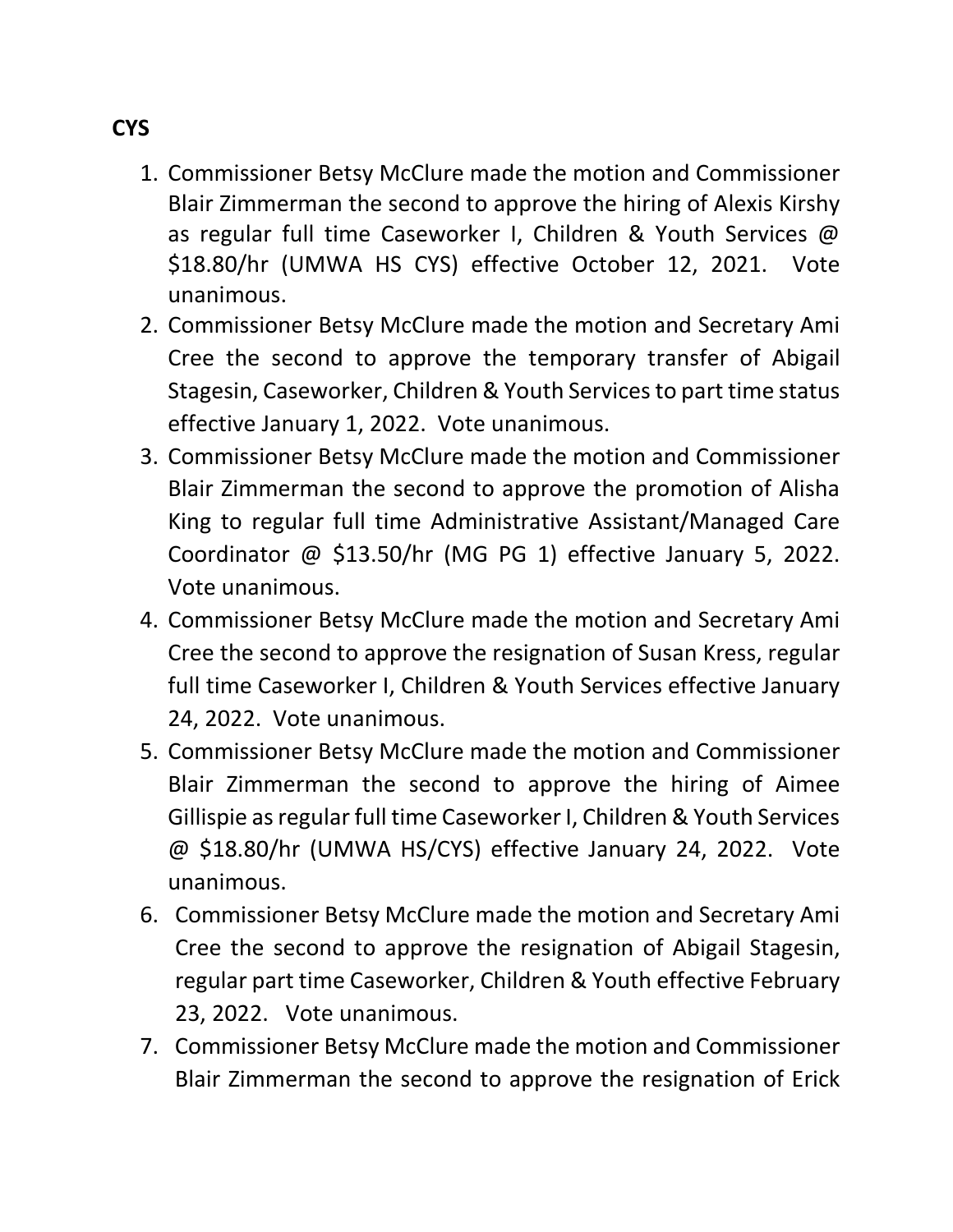**CYS**

1. Commissioner Betsy McClure made the motion and Commissioner Blair Zimmerman the second to approve the hiring of Alexis Kirshy as regular full time Caseworker I, Children & Youth Services @ $18.80/hr (UMWA HS CYS) effective October 12, 2021. Vote unanimous.
2. Commissioner Betsy McClure made the motion and Secretary Ami Cree the second to approve the temporary transfer of Abigail Stagesin, Caseworker, Children & Youth Services to part time status effective January 1, 2022. Vote unanimous.
3. Commissioner Betsy McClure made the motion and Commissioner Blair Zimmerman the second to approve the promotion of Alisha King to regular full time Administrative Assistant/Managed Care Coordinator @ $13.50/hr (MG PG 1) effective January 5, 2022. Vote unanimous.
4. Commissioner Betsy McClure made the motion and Secretary Ami Cree the second to approve the resignation of Susan Kress, regular full time Caseworker I, Children & Youth Services effective January 24, 2022. Vote unanimous.
5. Commissioner Betsy McClure made the motion and Commissioner Blair Zimmerman the second to approve the hiring of Aimee Gillispie as regular full time Caseworker I, Children & Youth Services @ $18.80/hr (UMWA HS/CYS) effective January 24, 2022. Vote unanimous.
6. Commissioner Betsy McClure made the motion and Secretary Ami Cree the second to approve the resignation of Abigail Stagesin, regular part time Caseworker, Children & Youth effective February 23, 2022. Vote unanimous.
7. Commissioner Betsy McClure made the motion and Commissioner Blair Zimmerman the second to approve the resignation of Erick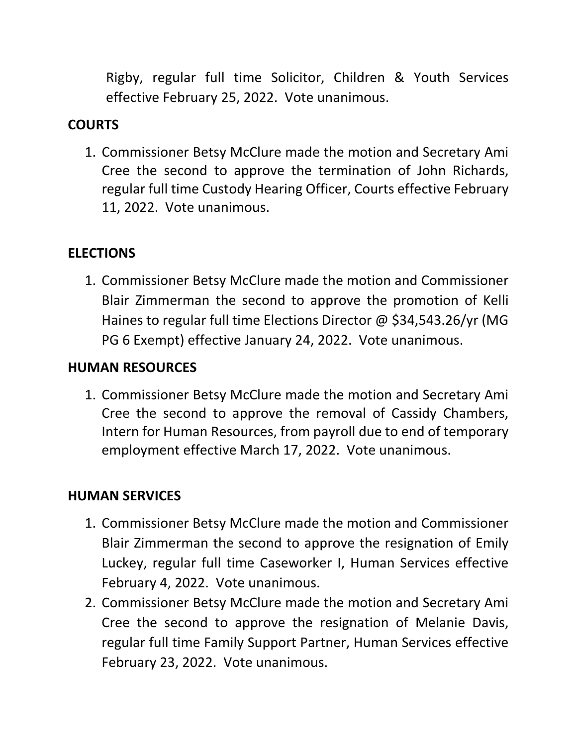Rigby, regular full time Solicitor, Children & Youth Services effective February 25, 2022. Vote unanimous.

**COURTS**

1. Commissioner Betsy McClure made the motion and Secretary Ami Cree the second to approve the termination of John Richards, regular full time Custody Hearing Officer, Courts effective February 11, 2022. Vote unanimous.

**ELECTIONS**

1. Commissioner Betsy McClure made the motion and Commissioner Blair Zimmerman the second to approve the promotion of Kelli Haines to regular full time Elections Director @ $34,543.26/yr (MG PG 6 Exempt) effective January 24, 2022. Vote unanimous.

**HUMAN RESOURCES**

1. Commissioner Betsy McClure made the motion and Secretary Ami Cree the second to approve the removal of Cassidy Chambers, Intern for Human Resources, from payroll due to end of temporary employment effective March 17, 2022. Vote unanimous.

**HUMAN SERVICES**

1. Commissioner Betsy McClure made the motion and Commissioner Blair Zimmerman the second to approve the resignation of Emily Luckey, regular full time Caseworker I, Human Services effective February 4, 2022. Vote unanimous.
2. Commissioner Betsy McClure made the motion and Secretary Ami Cree the second to approve the resignation of Melanie Davis, regular full time Family Support Partner, Human Services effective February 23, 2022. Vote unanimous.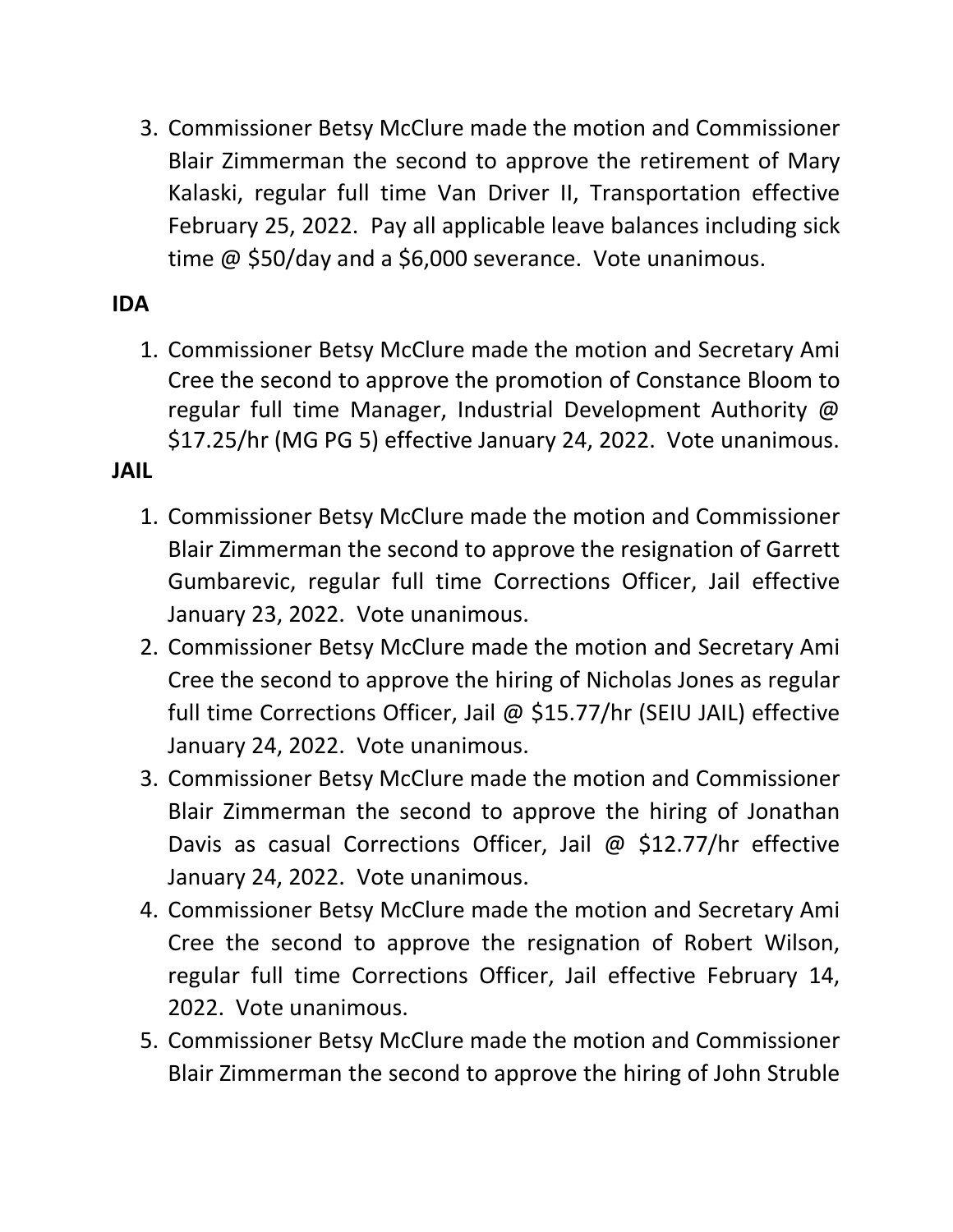3. Commissioner Betsy McClure made the motion and Commissioner Blair Zimmerman the second to approve the retirement of Mary Kalaski, regular full time Van Driver II, Transportation effective February 25, 2022. Pay all applicable leave balances including sick time @ $50/day and a $6,000 severance. Vote unanimous.

**IDA**

1. Commissioner Betsy McClure made the motion and Secretary Ami Cree the second to approve the promotion of Constance Bloom to regular full time Manager, Industrial Development Authority @ $17.25/hr (MG PG 5) effective January 24, 2022. Vote unanimous.

**JAIL**

1. Commissioner Betsy McClure made the motion and Commissioner Blair Zimmerman the second to approve the resignation of Garrett Gumbarevic, regular full time Corrections Officer, Jail effective January 23, 2022. Vote unanimous.
2. Commissioner Betsy McClure made the motion and Secretary Ami Cree the second to approve the hiring of Nicholas Jones as regular full time Corrections Officer, Jail @ $15.77/hr (SEIU JAIL) effective January 24, 2022. Vote unanimous.
3. Commissioner Betsy McClure made the motion and Commissioner Blair Zimmerman the second to approve the hiring of Jonathan Davis as casual Corrections Officer, Jail @ $12.77/hr effective January 24, 2022. Vote unanimous.
4. Commissioner Betsy McClure made the motion and Secretary Ami Cree the second to approve the resignation of Robert Wilson, regular full time Corrections Officer, Jail effective February 14, 2022. Vote unanimous.
5. Commissioner Betsy McClure made the motion and Commissioner Blair Zimmerman the second to approve the hiring of John Struble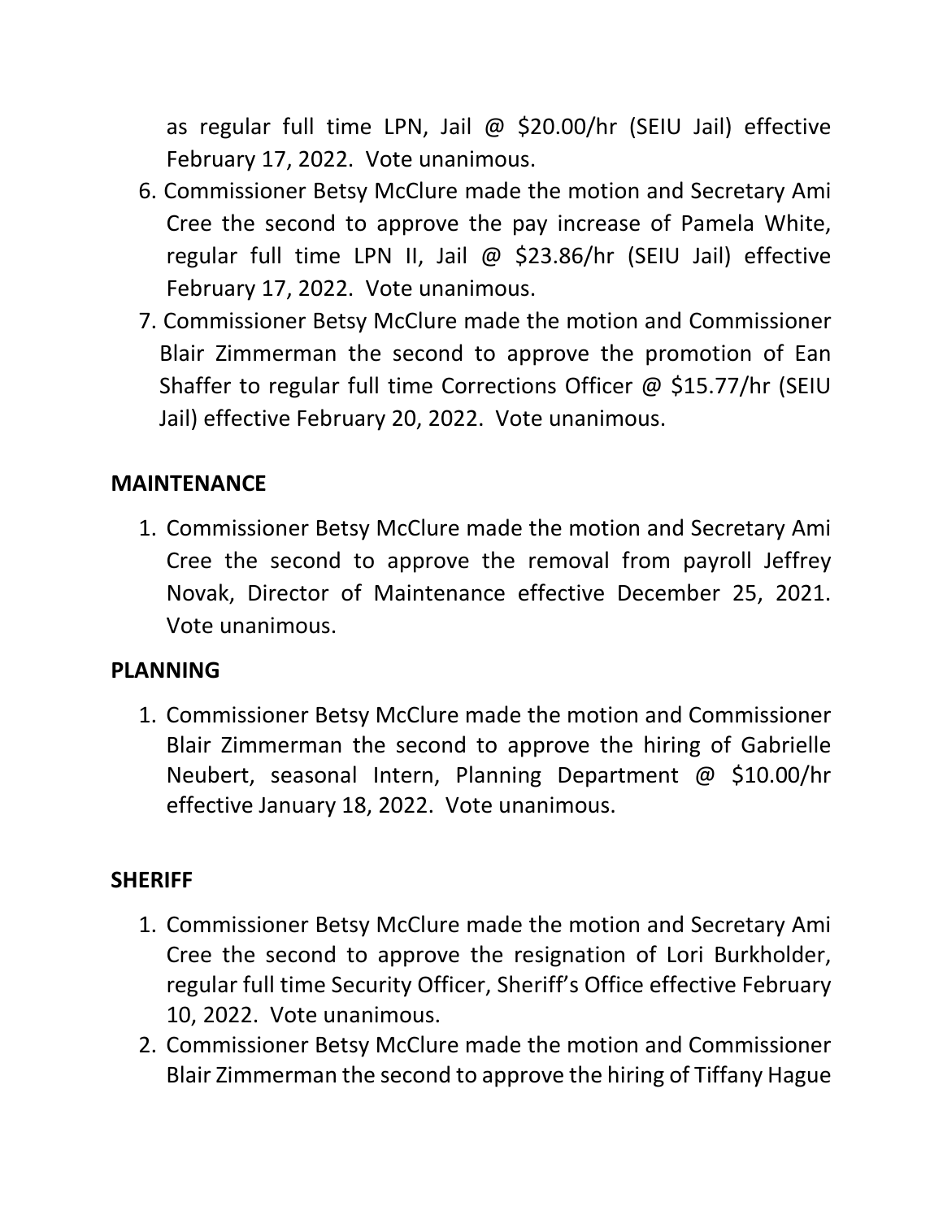as regular full time LPN, Jail @ $20.00/hr (SEIU Jail) effective February 17, 2022. Vote unanimous.

6. Commissioner Betsy McClure made the motion and Secretary Ami Cree the second to approve the pay increase of Pamela White, regular full time LPN II, Jail @ $23.86/hr (SEIU Jail) effective February 17, 2022. Vote unanimous.
7. Commissioner Betsy McClure made the motion and Commissioner Blair Zimmerman the second to approve the promotion of Ean Shaffer to regular full time Corrections Officer @ $15.77/hr (SEIU Jail) effective February 20, 2022. Vote unanimous.

**MAINTENANCE**

1. Commissioner Betsy McClure made the motion and Secretary Ami Cree the second to approve the removal from payroll Jeffrey Novak, Director of Maintenance effective December 25, 2021. Vote unanimous.

**PLANNING**

1. Commissioner Betsy McClure made the motion and Commissioner Blair Zimmerman the second to approve the hiring of Gabrielle Neubert, seasonal Intern, Planning Department @ $10.00/hr effective January 18, 2022. Vote unanimous.

**SHERIFF**

1. Commissioner Betsy McClure made the motion and Secretary Ami Cree the second to approve the resignation of Lori Burkholder, regular full time Security Officer, Sheriff's Office effective February 10, 2022. Vote unanimous.
2. Commissioner Betsy McClure made the motion and Commissioner Blair Zimmerman the second to approve the hiring of Tiffany Hague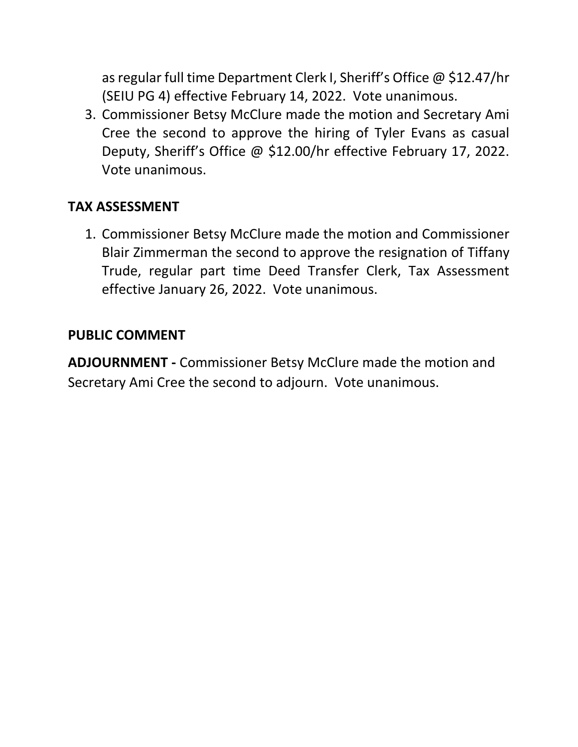as regular full time Department Clerk I, Sheriff's Office @ $12.47/hr (SEIU PG 4) effective February 14, 2022. Vote unanimous.

3. Commissioner Betsy McClure made the motion and Secretary Ami Cree the second to approve the hiring of Tyler Evans as casual Deputy, Sheriff's Office @ $12.00/hr effective February 17, 2022. Vote unanimous.

**TAX ASSESSMENT**

1. Commissioner Betsy McClure made the motion and Commissioner Blair Zimmerman the second to approve the resignation of Tiffany Trude, regular part time Deed Transfer Clerk, Tax Assessment effective January 26, 2022. Vote unanimous.

**PUBLIC COMMENT**

**ADJOURNMENT -** Commissioner Betsy McClure made the motion and Secretary Ami Cree the second to adjourn. Vote unanimous.